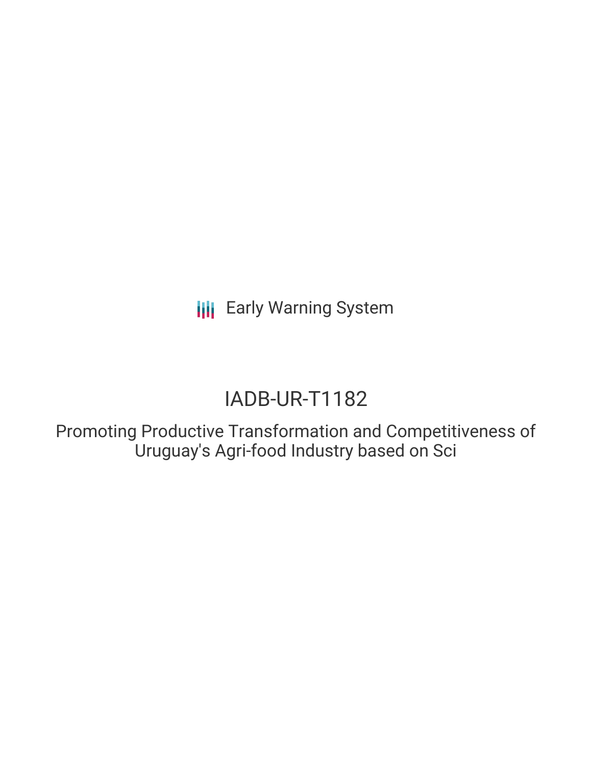Early Warning System

# IADB-UR-T1182

Promoting Productive Transformation and Competitiveness of Uruguay's Agri-food Industry based on Sci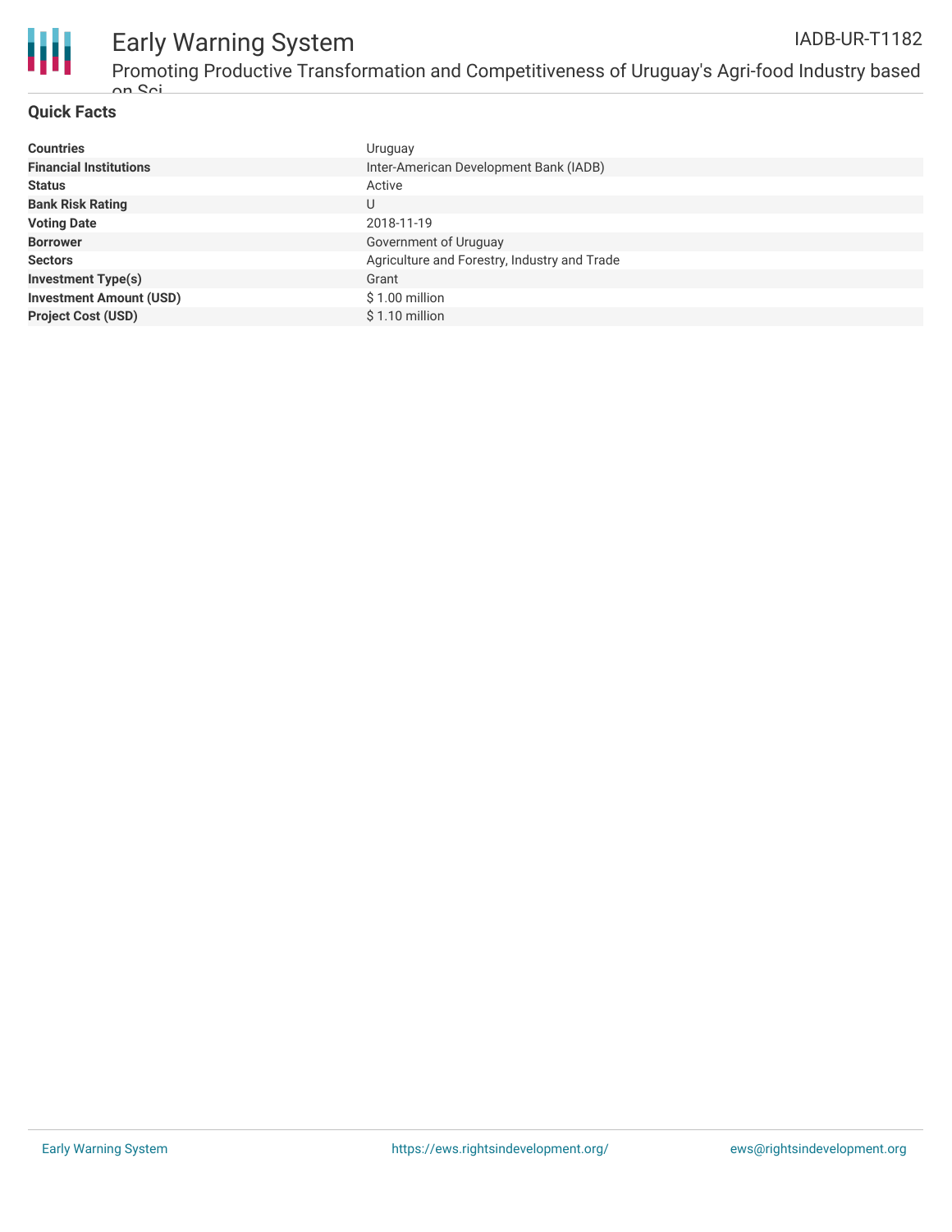## Quick Facts

| | |
|---|---|
| **Countries** | Uruguay |
| **Financial Institutions** | Inter-American Development Bank (IADB) |
| **Status** | Active |
| **Bank Risk Rating** | U |
| **Voting Date** | 2018-11-19 |
| **Borrower** | Government of Uruguay |
| **Sectors** | Agriculture and Forestry, Industry and Trade |
| **Investment Type(s)** | Grant |
| **Investment Amount (USD)** | $ 1.00 million |
| **Project Cost (USD)** | $ 1.10 million |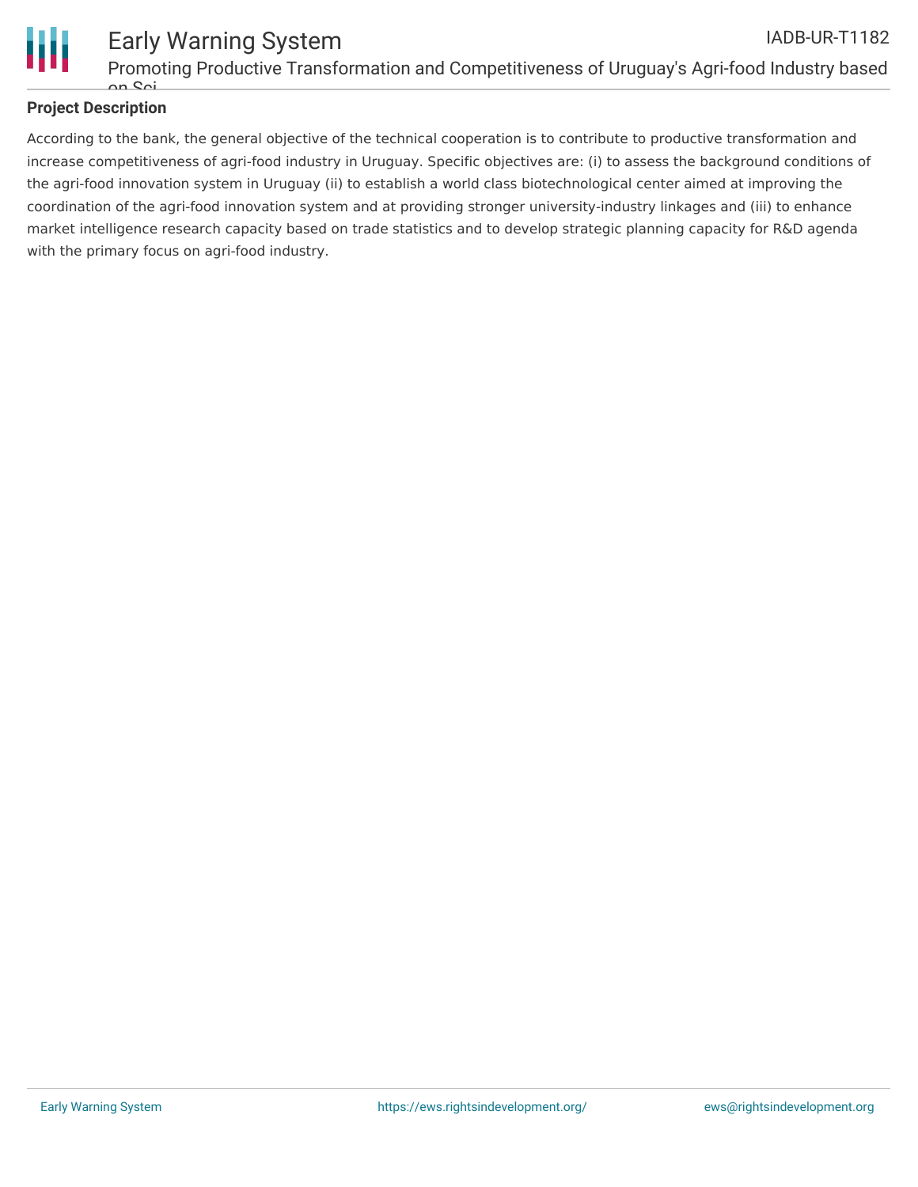## Project Description

According to the bank, the general objective of the technical cooperation is to contribute to productive transformation and increase competitiveness of agri-food industry in Uruguay. Specific objectives are: (i) to assess the background conditions of the agri-food innovation system in Uruguay (ii) to establish a world class biotechnological center aimed at improving the coordination of the agri-food innovation system and at providing stronger university-industry linkages and (iii) to enhance market intelligence research capacity based on trade statistics and to develop strategic planning capacity for R&D agenda with the primary focus on agri-food industry.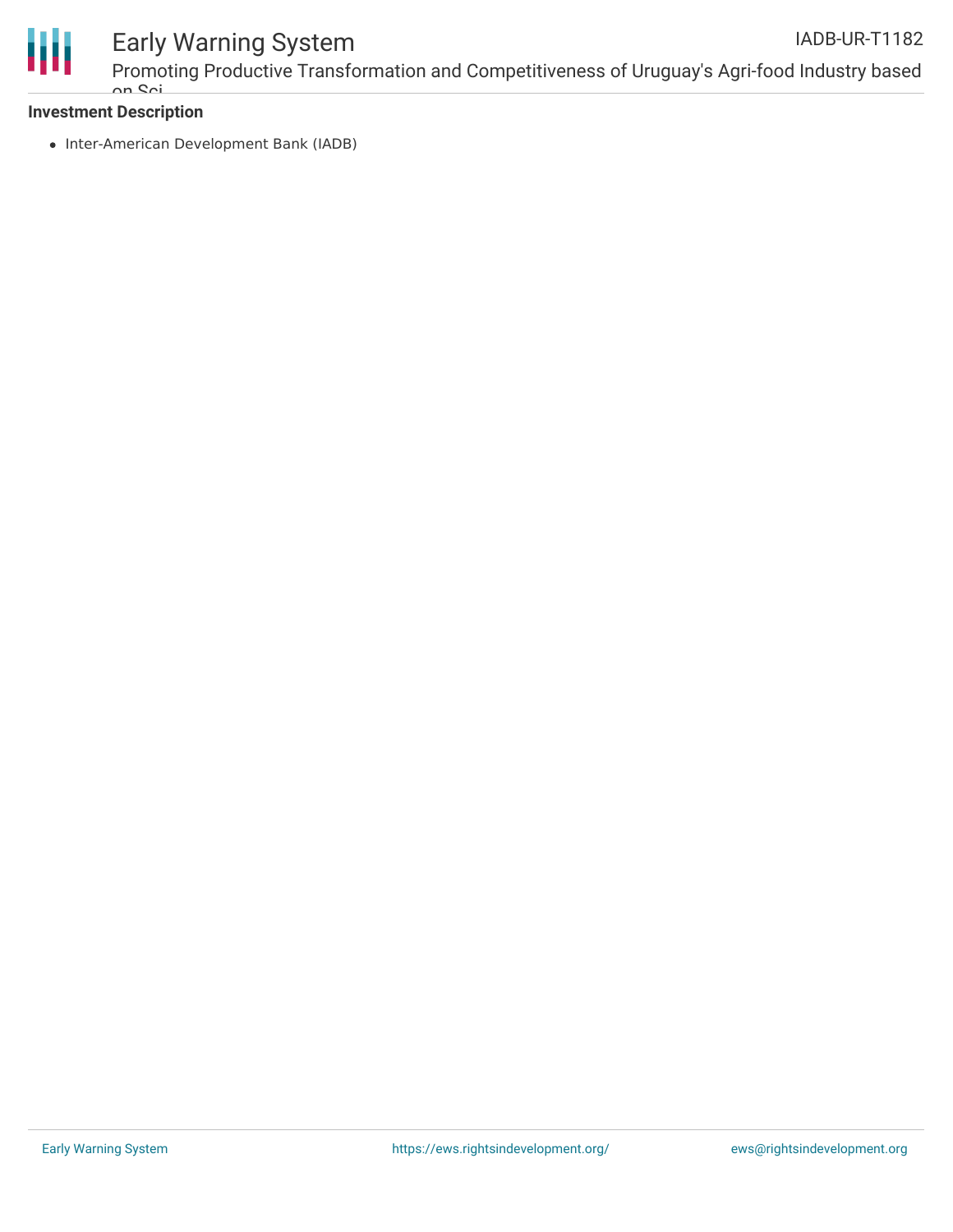**Investment Description**

- Inter-American Development Bank (IADB)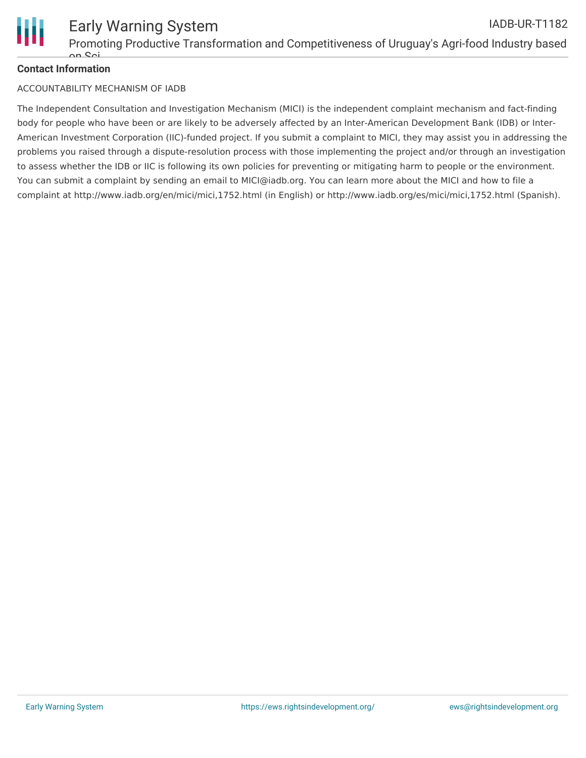**Contact Information**

ACCOUNTABILITY MECHANISM OF IADB

The Independent Consultation and Investigation Mechanism (MICI) is the independent complaint mechanism and fact-finding body for people who have been or are likely to be adversely affected by an Inter-American Development Bank (IDB) or Inter-American Investment Corporation (IIC)-funded project. If you submit a complaint to MICI, they may assist you in addressing the problems you raised through a dispute-resolution process with those implementing the project and/or through an investigation to assess whether the IDB or IIC is following its own policies for preventing or mitigating harm to people or the environment. You can submit a complaint by sending an email to MICI@iadb.org. You can learn more about the MICI and how to file a complaint at http://www.iadb.org/en/mici/mici,1752.html (in English) or http://www.iadb.org/es/mici/mici,1752.html (Spanish).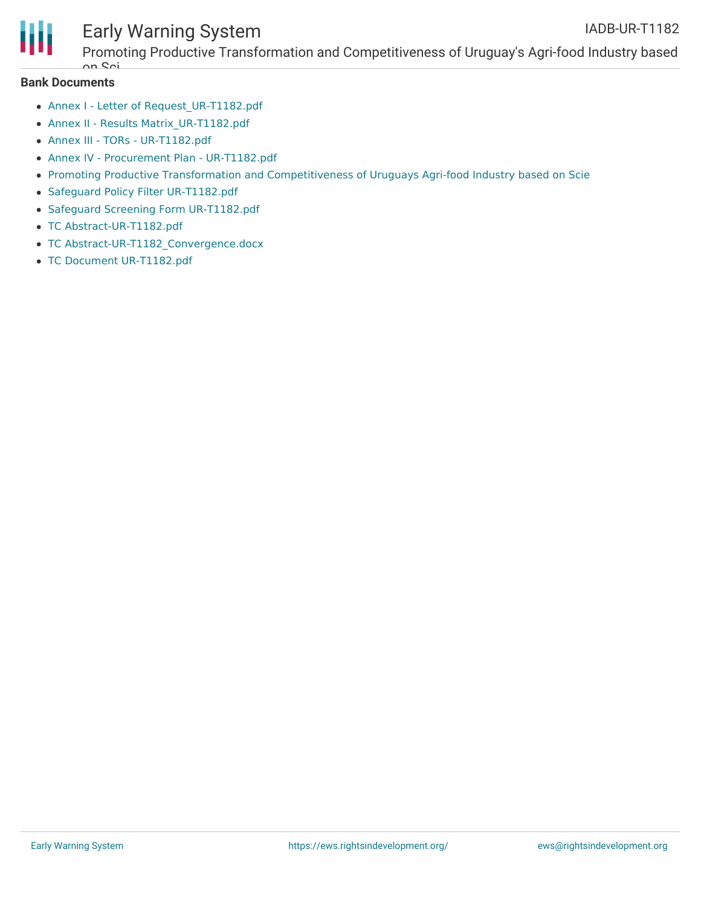**Bank Documents**

- Annex I - Letter of Request_UR-T1182.pdf
- Annex II - Results Matrix_UR-T1182.pdf
- Annex III - TORs - UR-T1182.pdf
- Annex IV - Procurement Plan - UR-T1182.pdf
- Promoting Productive Transformation and Competitiveness of Uruguays Agri-food Industry based on Scie
- Safeguard Policy Filter UR-T1182.pdf
- Safeguard Screening Form UR-T1182.pdf
- TC Abstract-UR-T1182.pdf
- TC Abstract-UR-T1182_Convergence.docx
- TC Document UR-T1182.pdf